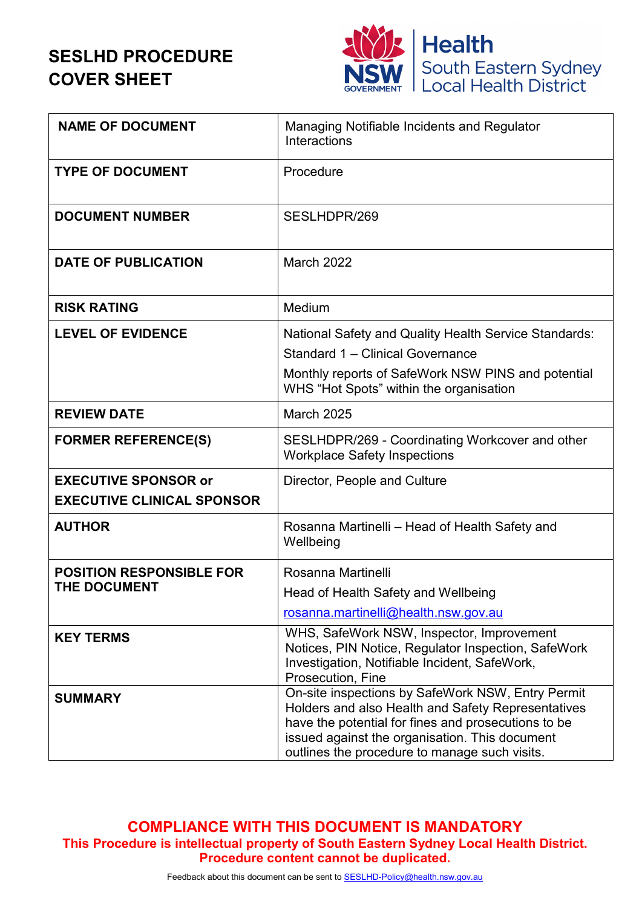# SESLHD PROCEDURE COVER SHEET

Health
South Eastern Sydney
Local Health District

| | |
|---|---|
| **NAME OF DOCUMENT** | Managing Notifiable Incidents and Regulator Interactions |
| **TYPE OF DOCUMENT** | Procedure |
| **DOCUMENT NUMBER** | SESLHDPR/269 |
| **DATE OF PUBLICATION** | March 2022 |
| **RISK RATING** | Medium |
| **LEVEL OF EVIDENCE** | National Safety and Quality Health Service Standards: Standard 1 – Clinical Governance<br>Monthly reports of SafeWork NSW PINS and potential WHS "Hot Spots" within the organisation |
| **REVIEW DATE** | March 2025 |
| **FORMER REFERENCE(S)** | SESLHDPR/269 - Coordinating Workcover and other Workplace Safety Inspections |
| **EXECUTIVE SPONSOR or EXECUTIVE CLINICAL SPONSOR** | Director, People and Culture |
| **AUTHOR** | Rosanna Martinelli – Head of Health Safety and Wellbeing |
| **POSITION RESPONSIBLE FOR THE DOCUMENT** | Rosanna Martinelli<br>Head of Health Safety and Wellbeing<br>rosanna.martinelli@health.nsw.gov.au |
| **KEY TERMS** | WHS, SafeWork NSW, Inspector, Improvement Notices, PIN Notice, Regulator Inspection, SafeWork Investigation, Notifiable Incident, SafeWork, Prosecution, Fine |
| **SUMMARY** | On-site inspections by SafeWork NSW, Entry Permit Holders and also Health and Safety Representatives have the potential for fines and prosecutions to be issued against the organisation. This document outlines the procedure to manage such visits. |

**COMPLIANCE WITH THIS DOCUMENT IS MANDATORY**

**This Procedure is intellectual property of South Eastern Sydney Local Health District. Procedure content cannot be duplicated.**

Feedback about this document can be sent to SESLHD-Policy@health.nsw.gov.au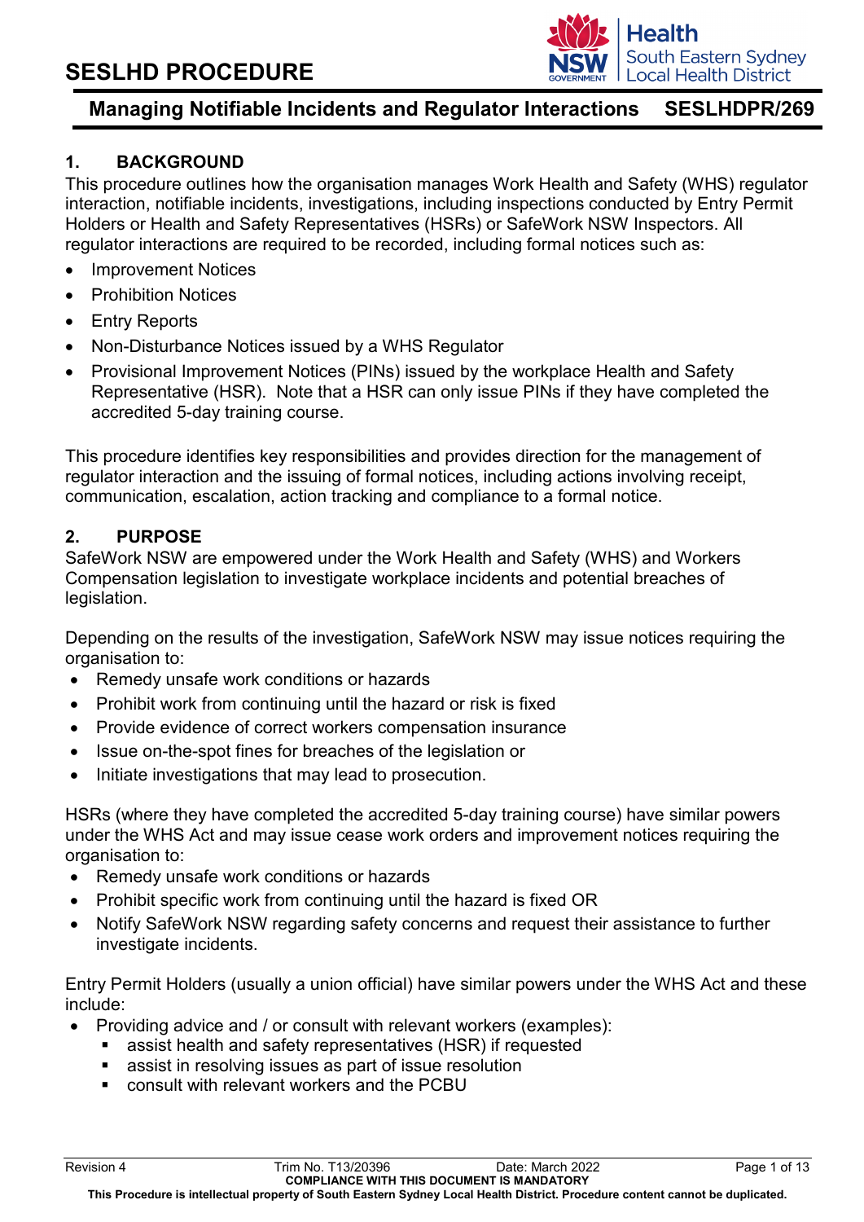## 1. BACKGROUND

This procedure outlines how the organisation manages Work Health and Safety (WHS) regulator interaction, notifiable incidents, investigations, including inspections conducted by Entry Permit Holders or Health and Safety Representatives (HSRs) or SafeWork NSW Inspectors. All regulator interactions are required to be recorded, including formal notices such as:

- Improvement Notices
- Prohibition Notices
- Entry Reports
- Non-Disturbance Notices issued by a WHS Regulator
- Provisional Improvement Notices (PINs) issued by the workplace Health and Safety Representative (HSR). Note that a HSR can only issue PINs if they have completed the accredited 5-day training course.

This procedure identifies key responsibilities and provides direction for the management of regulator interaction and the issuing of formal notices, including actions involving receipt, communication, escalation, action tracking and compliance to a formal notice.

## 2. PURPOSE

SafeWork NSW are empowered under the Work Health and Safety (WHS) and Workers Compensation legislation to investigate workplace incidents and potential breaches of legislation.

Depending on the results of the investigation, SafeWork NSW may issue notices requiring the organisation to:

- Remedy unsafe work conditions or hazards
- Prohibit work from continuing until the hazard or risk is fixed
- Provide evidence of correct workers compensation insurance
- Issue on-the-spot fines for breaches of the legislation or
- Initiate investigations that may lead to prosecution.

HSRs (where they have completed the accredited 5-day training course) have similar powers under the WHS Act and may issue cease work orders and improvement notices requiring the organisation to:

- Remedy unsafe work conditions or hazards
- Prohibit specific work from continuing until the hazard is fixed OR
- Notify SafeWork NSW regarding safety concerns and request their assistance to further investigate incidents.

Entry Permit Holders (usually a union official) have similar powers under the WHS Act and these include:

- Providing advice and / or consult with relevant workers (examples):
  - assist health and safety representatives (HSR) if requested
  - assist in resolving issues as part of issue resolution
  - consult with relevant workers and the PCBU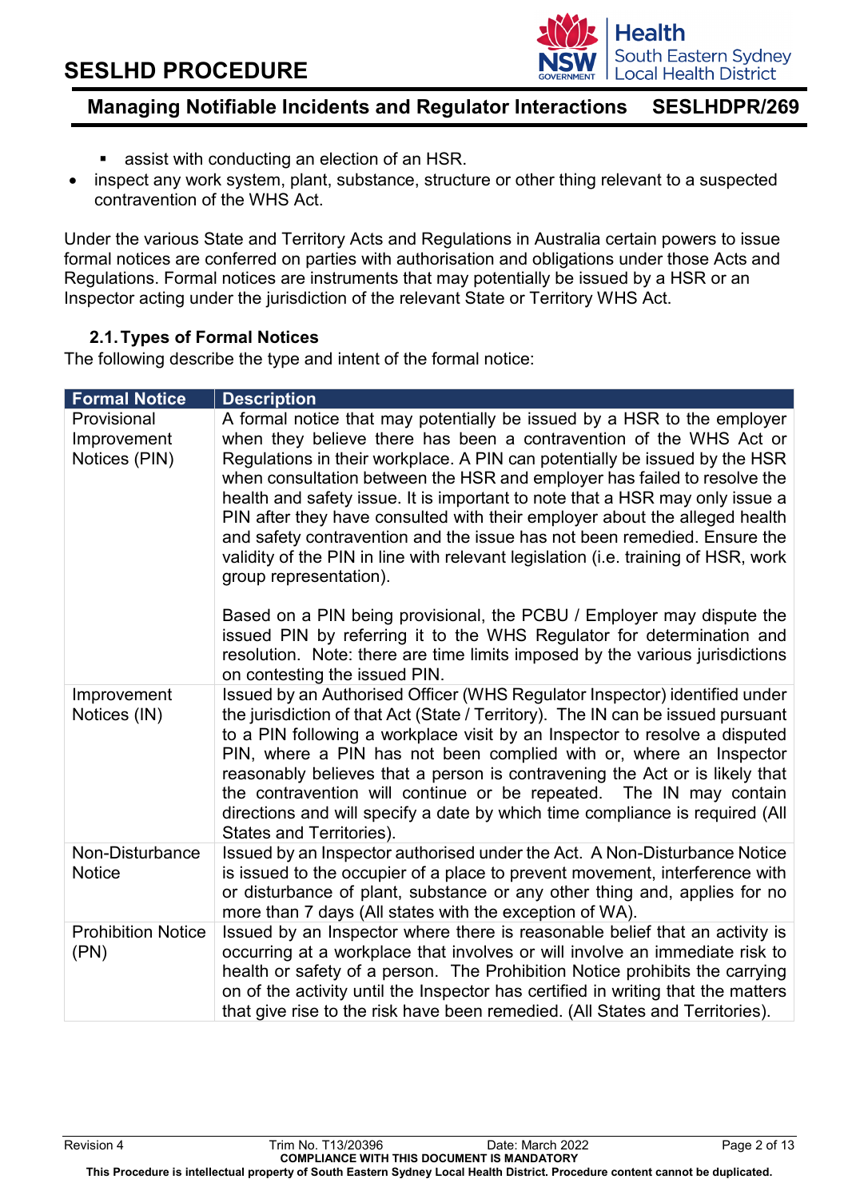- assist with conducting an election of an HSR.
- inspect any work system, plant, substance, structure or other thing relevant to a suspected contravention of the WHS Act.

Under the various State and Territory Acts and Regulations in Australia certain powers to issue formal notices are conferred on parties with authorisation and obligations under those Acts and Regulations. Formal notices are instruments that may potentially be issued by a HSR or an Inspector acting under the jurisdiction of the relevant State or Territory WHS Act.

### 2.1. Types of Formal Notices

The following describe the type and intent of the formal notice:

| Formal Notice | Description |
|---|---|
| Provisional Improvement Notices (PIN) | A formal notice that may potentially be issued by a HSR to the employer when they believe there has been a contravention of the WHS Act or Regulations in their workplace. A PIN can potentially be issued by the HSR when consultation between the HSR and employer has failed to resolve the health and safety issue. It is important to note that a HSR may only issue a PIN after they have consulted with their employer about the alleged health and safety contravention and the issue has not been remedied. Ensure the validity of the PIN in line with relevant legislation (i.e. training of HSR, work group representation).<br><br>Based on a PIN being provisional, the PCBU / Employer may dispute the issued PIN by referring it to the WHS Regulator for determination and resolution. Note: there are time limits imposed by the various jurisdictions on contesting the issued PIN. |
| Improvement Notices (IN) | Issued by an Authorised Officer (WHS Regulator Inspector) identified under the jurisdiction of that Act (State / Territory). The IN can be issued pursuant to a PIN following a workplace visit by an Inspector to resolve a disputed PIN, where a PIN has not been complied with or, where an Inspector reasonably believes that a person is contravening the Act or is likely that the contravention will continue or be repeated. The IN may contain directions and will specify a date by which time compliance is required (All States and Territories). |
| Non-Disturbance Notice | Issued by an Inspector authorised under the Act. A Non-Disturbance Notice is issued to the occupier of a place to prevent movement, interference with or disturbance of plant, substance or any other thing and, applies for no more than 7 days (All states with the exception of WA). |
| Prohibition Notice (PN) | Issued by an Inspector where there is reasonable belief that an activity is occurring at a workplace that involves or will involve an immediate risk to health or safety of a person. The Prohibition Notice prohibits the carrying on of the activity until the Inspector has certified in writing that the matters that give rise to the risk have been remedied. (All States and Territories). |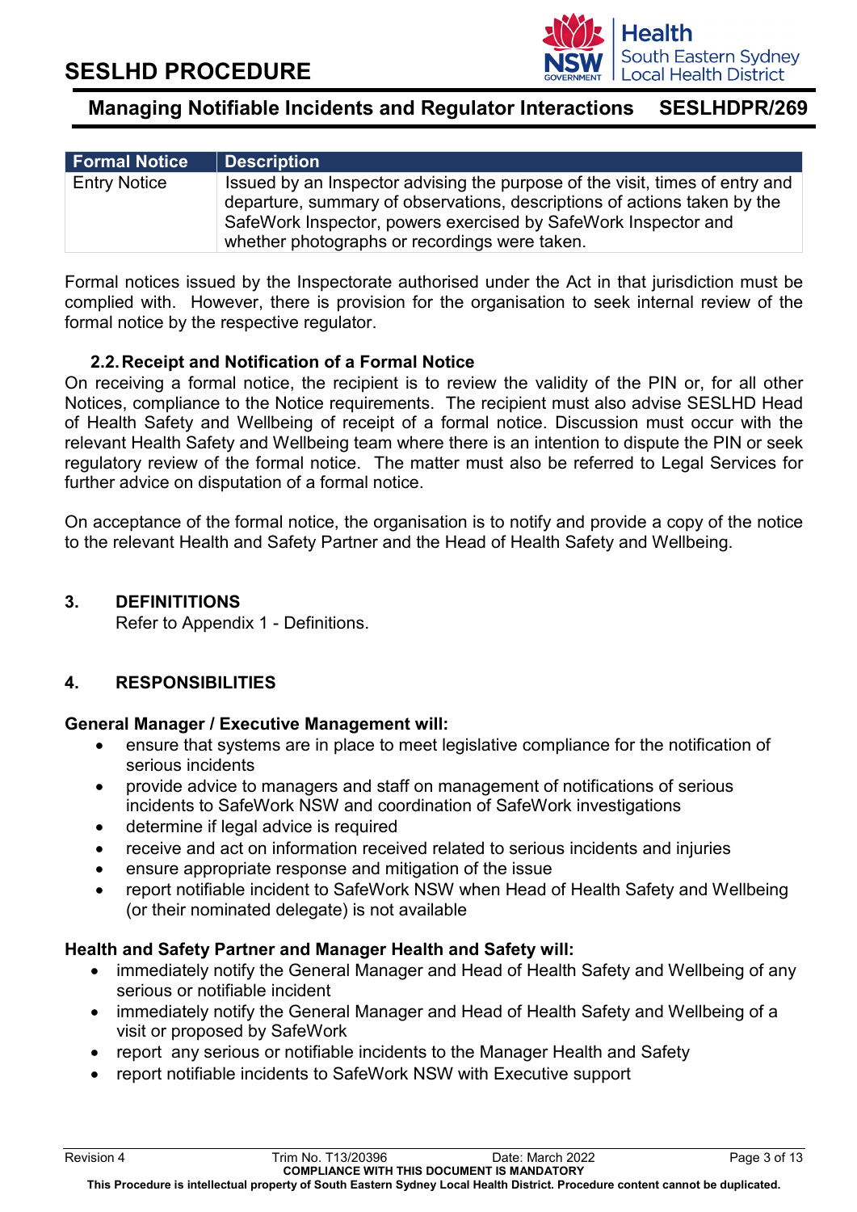| Formal Notice | Description |
|---|---|
| Entry Notice | Issued by an Inspector advising the purpose of the visit, times of entry and departure, summary of observations, descriptions of actions taken by the SafeWork Inspector, powers exercised by SafeWork Inspector and whether photographs or recordings were taken. |

Formal notices issued by the Inspectorate authorised under the Act in that jurisdiction must be complied with. However, there is provision for the organisation to seek internal review of the formal notice by the respective regulator.

### 2.2. Receipt and Notification of a Formal Notice

On receiving a formal notice, the recipient is to review the validity of the PIN or, for all other Notices, compliance to the Notice requirements. The recipient must also advise SESLHD Head of Health Safety and Wellbeing of receipt of a formal notice. Discussion must occur with the relevant Health Safety and Wellbeing team where there is an intention to dispute the PIN or seek regulatory review of the formal notice. The matter must also be referred to Legal Services for further advice on disputation of a formal notice.

On acceptance of the formal notice, the organisation is to notify and provide a copy of the notice to the relevant Health and Safety Partner and the Head of Health Safety and Wellbeing.

## 3. DEFINITITIONS

Refer to Appendix 1 - Definitions.

## 4. RESPONSIBILITIES

**General Manager / Executive Management will:**

- ensure that systems are in place to meet legislative compliance for the notification of serious incidents
- provide advice to managers and staff on management of notifications of serious incidents to SafeWork NSW and coordination of SafeWork investigations
- determine if legal advice is required
- receive and act on information received related to serious incidents and injuries
- ensure appropriate response and mitigation of the issue
- report notifiable incident to SafeWork NSW when Head of Health Safety and Wellbeing (or their nominated delegate) is not available

**Health and Safety Partner and Manager Health and Safety will:**

- immediately notify the General Manager and Head of Health Safety and Wellbeing of any serious or notifiable incident
- immediately notify the General Manager and Head of Health Safety and Wellbeing of a visit or proposed by SafeWork
- report any serious or notifiable incidents to the Manager Health and Safety
- report notifiable incidents to SafeWork NSW with Executive support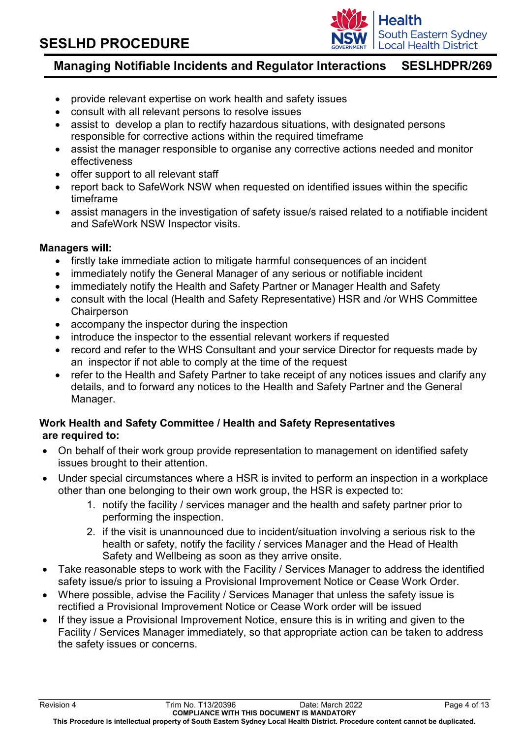- provide relevant expertise on work health and safety issues
- consult with all relevant persons to resolve issues
- assist to develop a plan to rectify hazardous situations, with designated persons responsible for corrective actions within the required timeframe
- assist the manager responsible to organise any corrective actions needed and monitor effectiveness
- offer support to all relevant staff
- report back to SafeWork NSW when requested on identified issues within the specific timeframe
- assist managers in the investigation of safety issue/s raised related to a notifiable incident and SafeWork NSW Inspector visits.

**Managers will:**

- firstly take immediate action to mitigate harmful consequences of an incident
- immediately notify the General Manager of any serious or notifiable incident
- immediately notify the Health and Safety Partner or Manager Health and Safety
- consult with the local (Health and Safety Representative) HSR and /or WHS Committee Chairperson
- accompany the inspector during the inspection
- introduce the inspector to the essential relevant workers if requested
- record and refer to the WHS Consultant and your service Director for requests made by an inspector if not able to comply at the time of the request
- refer to the Health and Safety Partner to take receipt of any notices issues and clarify any details, and to forward any notices to the Health and Safety Partner and the General Manager.

**Work Health and Safety Committee / Health and Safety Representatives are required to:**

- On behalf of their work group provide representation to management on identified safety issues brought to their attention.
- Under special circumstances where a HSR is invited to perform an inspection in a workplace other than one belonging to their own work group, the HSR is expected to:
    1. notify the facility / services manager and the health and safety partner prior to performing the inspection.
    2. if the visit is unannounced due to incident/situation involving a serious risk to the health or safety, notify the facility / services Manager and the Head of Health Safety and Wellbeing as soon as they arrive onsite.
- Take reasonable steps to work with the Facility / Services Manager to address the identified safety issue/s prior to issuing a Provisional Improvement Notice or Cease Work Order.
- Where possible, advise the Facility / Services Manager that unless the safety issue is rectified a Provisional Improvement Notice or Cease Work order will be issued
- If they issue a Provisional Improvement Notice, ensure this is in writing and given to the Facility / Services Manager immediately, so that appropriate action can be taken to address the safety issues or concerns.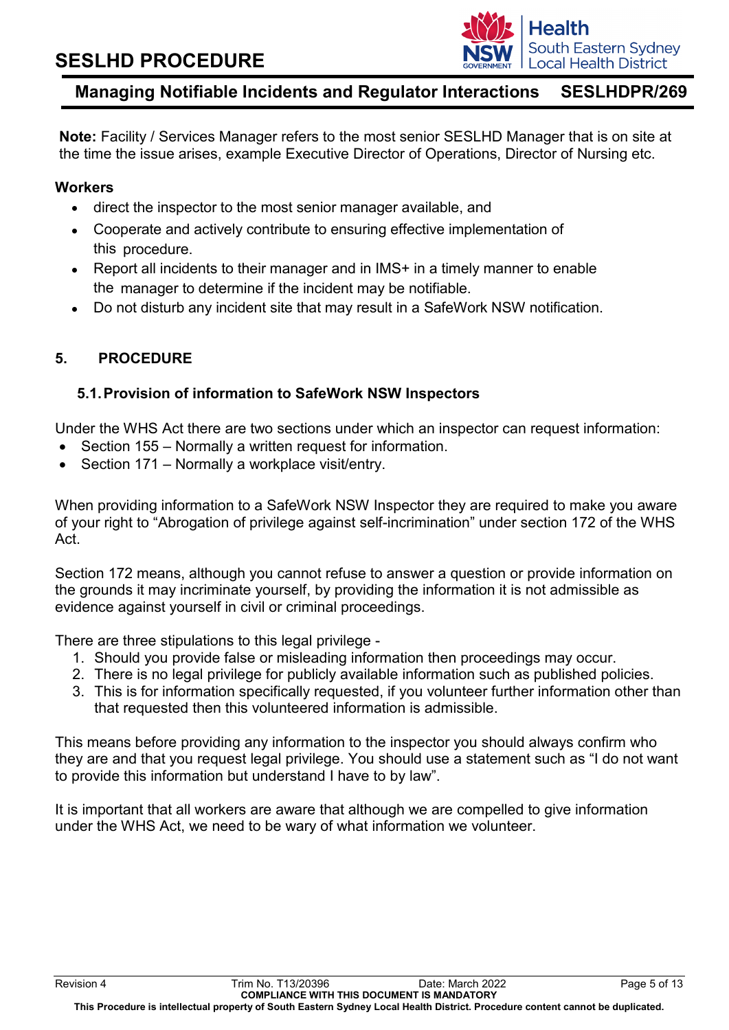**Note:** Facility / Services Manager refers to the most senior SESLHD Manager that is on site at the time the issue arises, example Executive Director of Operations, Director of Nursing etc.

**Workers**

- direct the inspector to the most senior manager available, and
- Cooperate and actively contribute to ensuring effective implementation of this procedure.
- Report all incidents to their manager and in IMS+ in a timely manner to enable the manager to determine if the incident may be notifiable.
- Do not disturb any incident site that may result in a SafeWork NSW notification.

## 5. PROCEDURE

### 5.1. Provision of information to SafeWork NSW Inspectors

Under the WHS Act there are two sections under which an inspector can request information:

- Section 155 – Normally a written request for information.
- Section 171 – Normally a workplace visit/entry.

When providing information to a SafeWork NSW Inspector they are required to make you aware of your right to "Abrogation of privilege against self-incrimination" under section 172 of the WHS Act.

Section 172 means, although you cannot refuse to answer a question or provide information on the grounds it may incriminate yourself, by providing the information it is not admissible as evidence against yourself in civil or criminal proceedings.

There are three stipulations to this legal privilege -

1. Should you provide false or misleading information then proceedings may occur.
2. There is no legal privilege for publicly available information such as published policies.
3. This is for information specifically requested, if you volunteer further information other than that requested then this volunteered information is admissible.

This means before providing any information to the inspector you should always confirm who they are and that you request legal privilege. You should use a statement such as "I do not want to provide this information but understand I have to by law".

It is important that all workers are aware that although we are compelled to give information under the WHS Act, we need to be wary of what information we volunteer.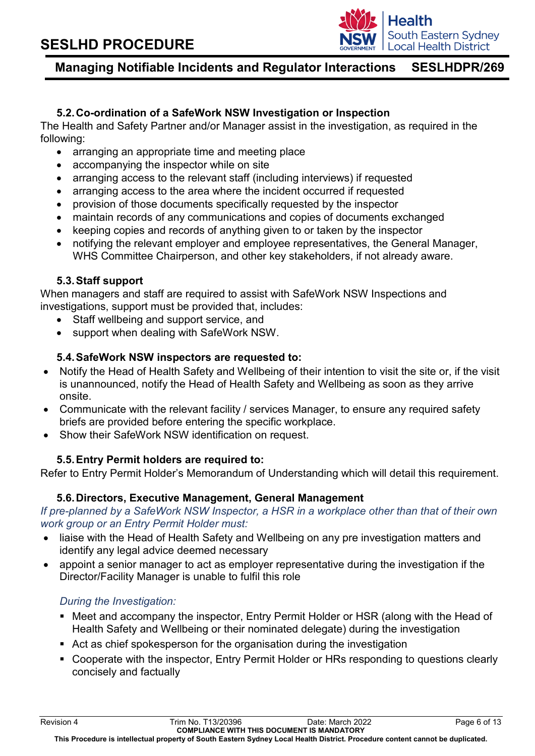### 5.2. Co-ordination of a SafeWork NSW Investigation or Inspection

The Health and Safety Partner and/or Manager assist in the investigation, as required in the following:

- arranging an appropriate time and meeting place
- accompanying the inspector while on site
- arranging access to the relevant staff (including interviews) if requested
- arranging access to the area where the incident occurred if requested
- provision of those documents specifically requested by the inspector
- maintain records of any communications and copies of documents exchanged
- keeping copies and records of anything given to or taken by the inspector
- notifying the relevant employer and employee representatives, the General Manager, WHS Committee Chairperson, and other key stakeholders, if not already aware.

### 5.3. Staff support

When managers and staff are required to assist with SafeWork NSW Inspections and investigations, support must be provided that, includes:

- Staff wellbeing and support service, and
- support when dealing with SafeWork NSW.

### 5.4. SafeWork NSW inspectors are requested to:

- Notify the Head of Health Safety and Wellbeing of their intention to visit the site or, if the visit is unannounced, notify the Head of Health Safety and Wellbeing as soon as they arrive onsite.
- Communicate with the relevant facility / services Manager, to ensure any required safety briefs are provided before entering the specific workplace.
- Show their SafeWork NSW identification on request.

### 5.5. Entry Permit holders are required to:

Refer to Entry Permit Holder's Memorandum of Understanding which will detail this requirement.

### 5.6. Directors, Executive Management, General Management

*If pre-planned by a SafeWork NSW Inspector, a HSR in a workplace other than that of their own work group or an Entry Permit Holder must:*

- liaise with the Head of Health Safety and Wellbeing on any pre investigation matters and identify any legal advice deemed necessary
- appoint a senior manager to act as employer representative during the investigation if the Director/Facility Manager is unable to fulfil this role

*During the Investigation:*

- Meet and accompany the inspector, Entry Permit Holder or HSR (along with the Head of Health Safety and Wellbeing or their nominated delegate) during the investigation
- Act as chief spokesperson for the organisation during the investigation
- Cooperate with the inspector, Entry Permit Holder or HRs responding to questions clearly concisely and factually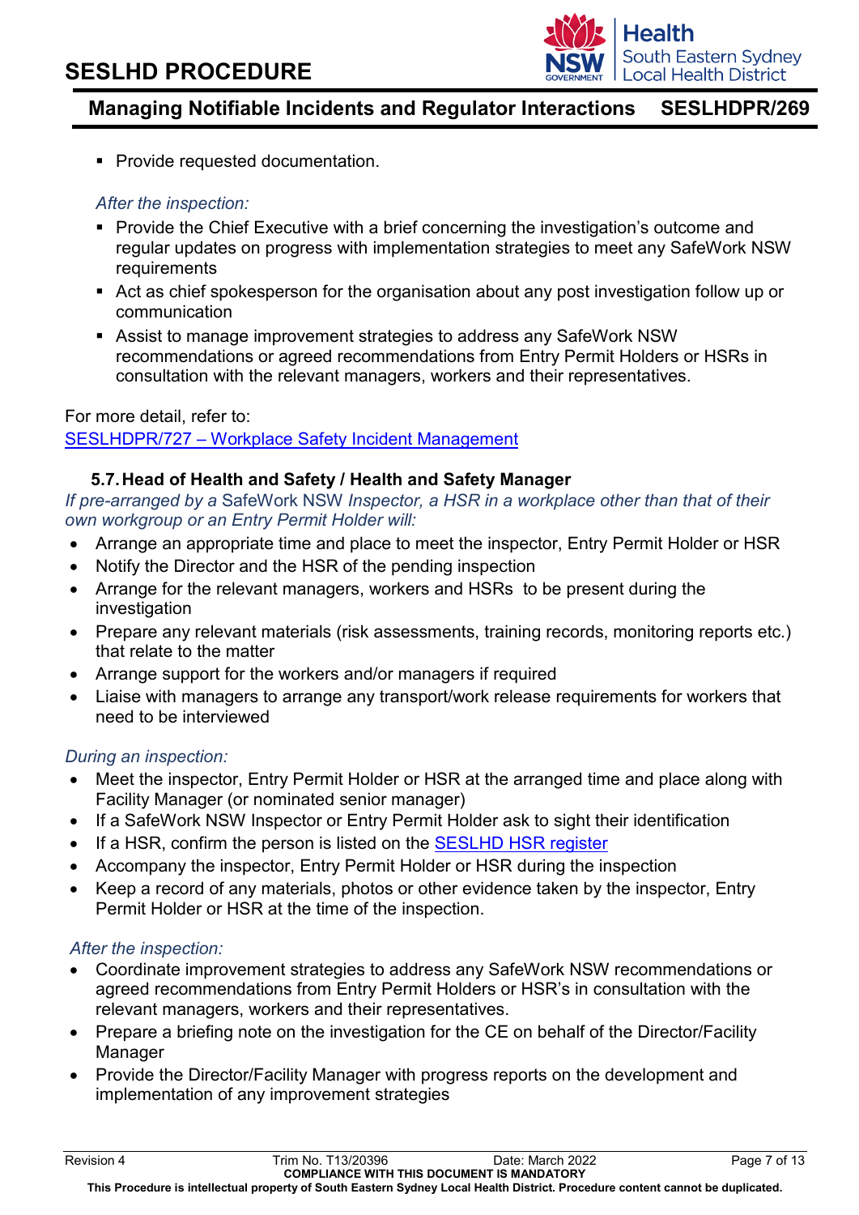- Provide requested documentation.

*After the inspection:*

- Provide the Chief Executive with a brief concerning the investigation's outcome and regular updates on progress with implementation strategies to meet any SafeWork NSW requirements
- Act as chief spokesperson for the organisation about any post investigation follow up or communication
- Assist to manage improvement strategies to address any SafeWork NSW recommendations or agreed recommendations from Entry Permit Holders or HSRs in consultation with the relevant managers, workers and their representatives.

For more detail, refer to:
[SESLHDPR/727 – Workplace Safety Incident Management]

### 5.7. Head of Health and Safety / Health and Safety Manager

*If pre-arranged by a* SafeWork NSW *Inspector, a HSR in a workplace other than that of their own workgroup or an Entry Permit Holder will:*

- Arrange an appropriate time and place to meet the inspector, Entry Permit Holder or HSR
- Notify the Director and the HSR of the pending inspection
- Arrange for the relevant managers, workers and HSRs to be present during the investigation
- Prepare any relevant materials (risk assessments, training records, monitoring reports etc.) that relate to the matter
- Arrange support for the workers and/or managers if required
- Liaise with managers to arrange any transport/work release requirements for workers that need to be interviewed

*During an inspection:*

- Meet the inspector, Entry Permit Holder or HSR at the arranged time and place along with Facility Manager (or nominated senior manager)
- If a SafeWork NSW Inspector or Entry Permit Holder ask to sight their identification
- If a HSR, confirm the person is listed on the [SESLHD HSR register]
- Accompany the inspector, Entry Permit Holder or HSR during the inspection
- Keep a record of any materials, photos or other evidence taken by the inspector, Entry Permit Holder or HSR at the time of the inspection.

*After the inspection:*

- Coordinate improvement strategies to address any SafeWork NSW recommendations or agreed recommendations from Entry Permit Holders or HSR's in consultation with the relevant managers, workers and their representatives.
- Prepare a briefing note on the investigation for the CE on behalf of the Director/Facility Manager
- Provide the Director/Facility Manager with progress reports on the development and implementation of any improvement strategies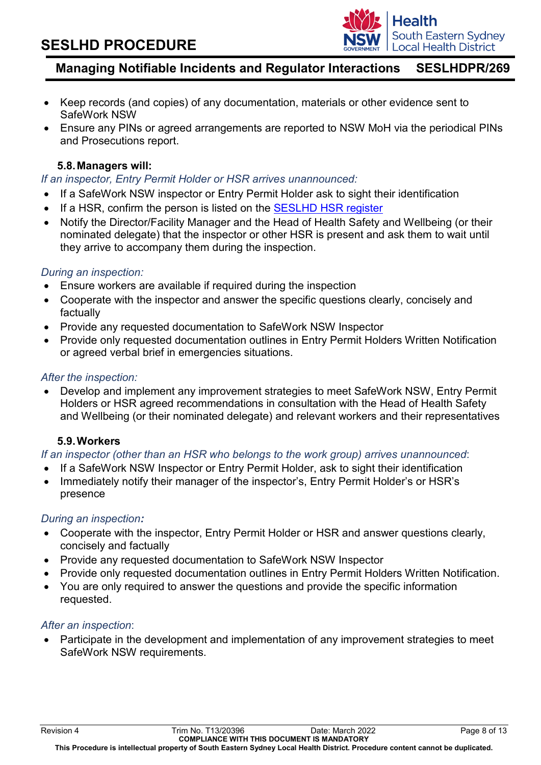- Keep records (and copies) of any documentation, materials or other evidence sent to SafeWork NSW
- Ensure any PINs or agreed arrangements are reported to NSW MoH via the periodical PINs and Prosecutions report.

### 5.8. Managers will:

*If an inspector, Entry Permit Holder or HSR arrives unannounced:*

- If a SafeWork NSW inspector or Entry Permit Holder ask to sight their identification
- If a HSR, confirm the person is listed on the [SESLHD HSR register]
- Notify the Director/Facility Manager and the Head of Health Safety and Wellbeing (or their nominated delegate) that the inspector or other HSR is present and ask them to wait until they arrive to accompany them during the inspection.

*During an inspection:*

- Ensure workers are available if required during the inspection
- Cooperate with the inspector and answer the specific questions clearly, concisely and factually
- Provide any requested documentation to SafeWork NSW Inspector
- Provide only requested documentation outlines in Entry Permit Holders Written Notification or agreed verbal brief in emergencies situations.

*After the inspection:*

- Develop and implement any improvement strategies to meet SafeWork NSW, Entry Permit Holders or HSR agreed recommendations in consultation with the Head of Health Safety and Wellbeing (or their nominated delegate) and relevant workers and their representatives

### 5.9. Workers

*If an inspector (other than an HSR who belongs to the work group) arrives unannounced*:

- If a SafeWork NSW Inspector or Entry Permit Holder, ask to sight their identification
- Immediately notify their manager of the inspector's, Entry Permit Holder's or HSR's presence

*During an inspection:*

- Cooperate with the inspector, Entry Permit Holder or HSR and answer questions clearly, concisely and factually
- Provide any requested documentation to SafeWork NSW Inspector
- Provide only requested documentation outlines in Entry Permit Holders Written Notification.
- You are only required to answer the questions and provide the specific information requested.

*After an inspection*:

- Participate in the development and implementation of any improvement strategies to meet SafeWork NSW requirements.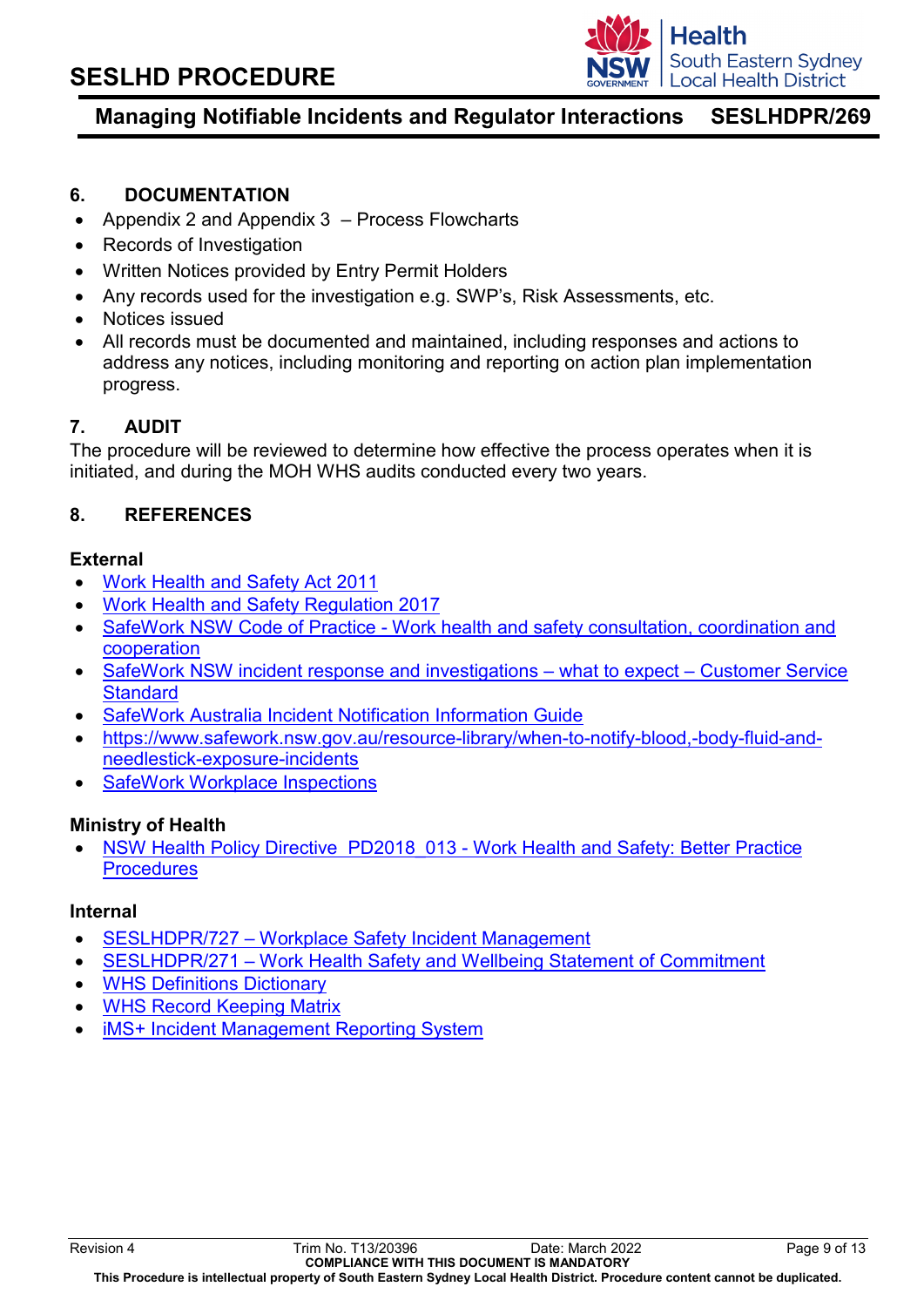## 6. DOCUMENTATION

- Appendix 2 and Appendix 3 – Process Flowcharts
- Records of Investigation
- Written Notices provided by Entry Permit Holders
- Any records used for the investigation e.g. SWP's, Risk Assessments, etc.
- Notices issued
- All records must be documented and maintained, including responses and actions to address any notices, including monitoring and reporting on action plan implementation progress.

## 7. AUDIT

The procedure will be reviewed to determine how effective the process operates when it is initiated, and during the MOH WHS audits conducted every two years.

## 8. REFERENCES

**External**

- Work Health and Safety Act 2011
- Work Health and Safety Regulation 2017
- SafeWork NSW Code of Practice - Work health and safety consultation, coordination and cooperation
- SafeWork NSW incident response and investigations – what to expect – Customer Service Standard
- SafeWork Australia Incident Notification Information Guide
- https://www.safework.nsw.gov.au/resource-library/when-to-notify-blood,-body-fluid-and-needlestick-exposure-incidents
- SafeWork Workplace Inspections

**Ministry of Health**

- NSW Health Policy Directive PD2018_013 - Work Health and Safety: Better Practice Procedures

**Internal**

- SESLHDPR/727 – Workplace Safety Incident Management
- SESLHDPR/271 – Work Health Safety and Wellbeing Statement of Commitment
- WHS Definitions Dictionary
- WHS Record Keeping Matrix
- iMS+ Incident Management Reporting System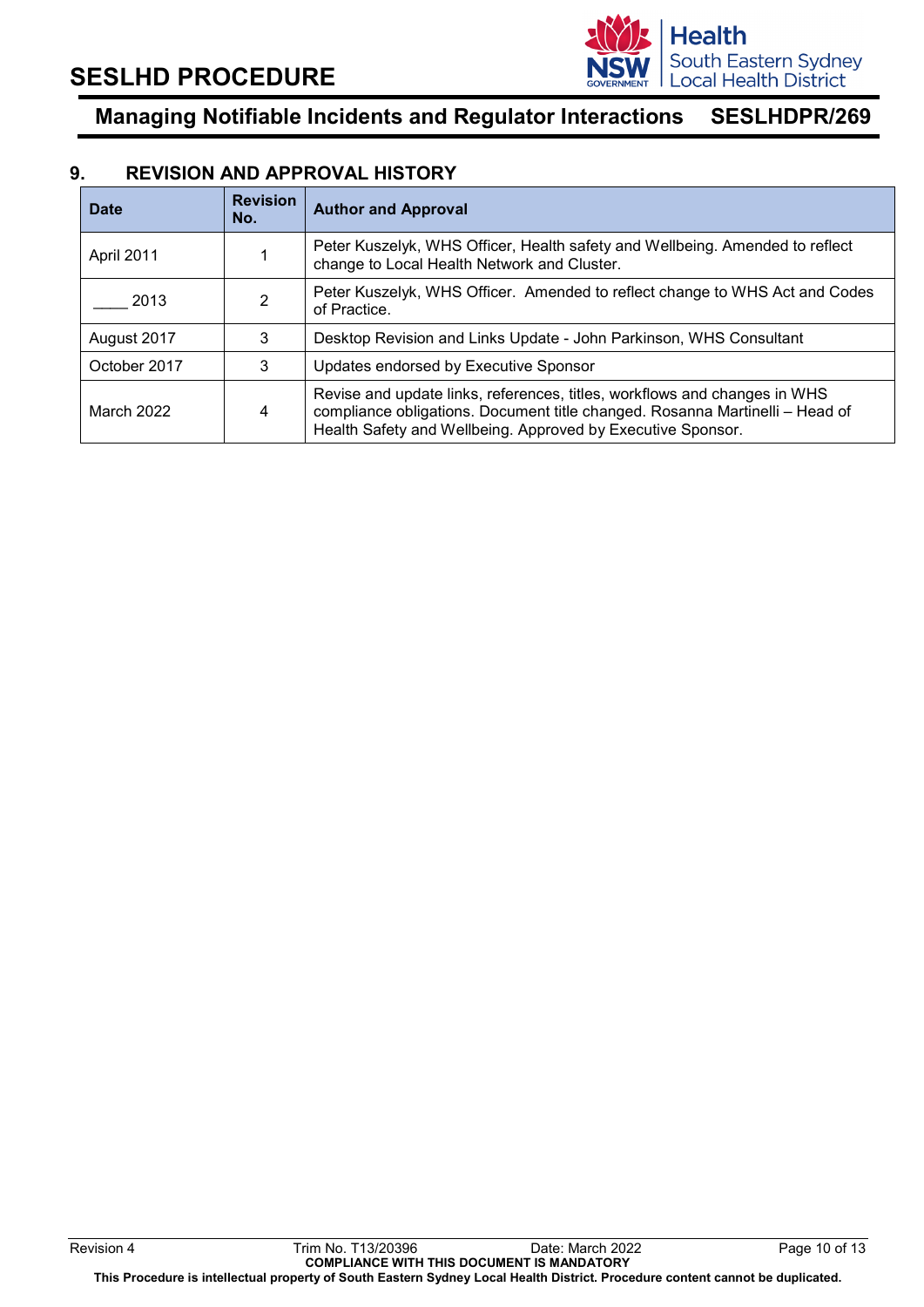## 9. REVISION AND APPROVAL HISTORY

| Date | Revision No. | Author and Approval |
|---|---|---|
| April 2011 | 1 | Peter Kuszelyk, WHS Officer, Health safety and Wellbeing. Amended to reflect change to Local Health Network and Cluster. |
| ____ 2013 | 2 | Peter Kuszelyk, WHS Officer. Amended to reflect change to WHS Act and Codes of Practice. |
| August 2017 | 3 | Desktop Revision and Links Update - John Parkinson, WHS Consultant |
| October 2017 | 3 | Updates endorsed by Executive Sponsor |
| March 2022 | 4 | Revise and update links, references, titles, workflows and changes in WHS compliance obligations. Document title changed. Rosanna Martinelli – Head of Health Safety and Wellbeing. Approved by Executive Sponsor. |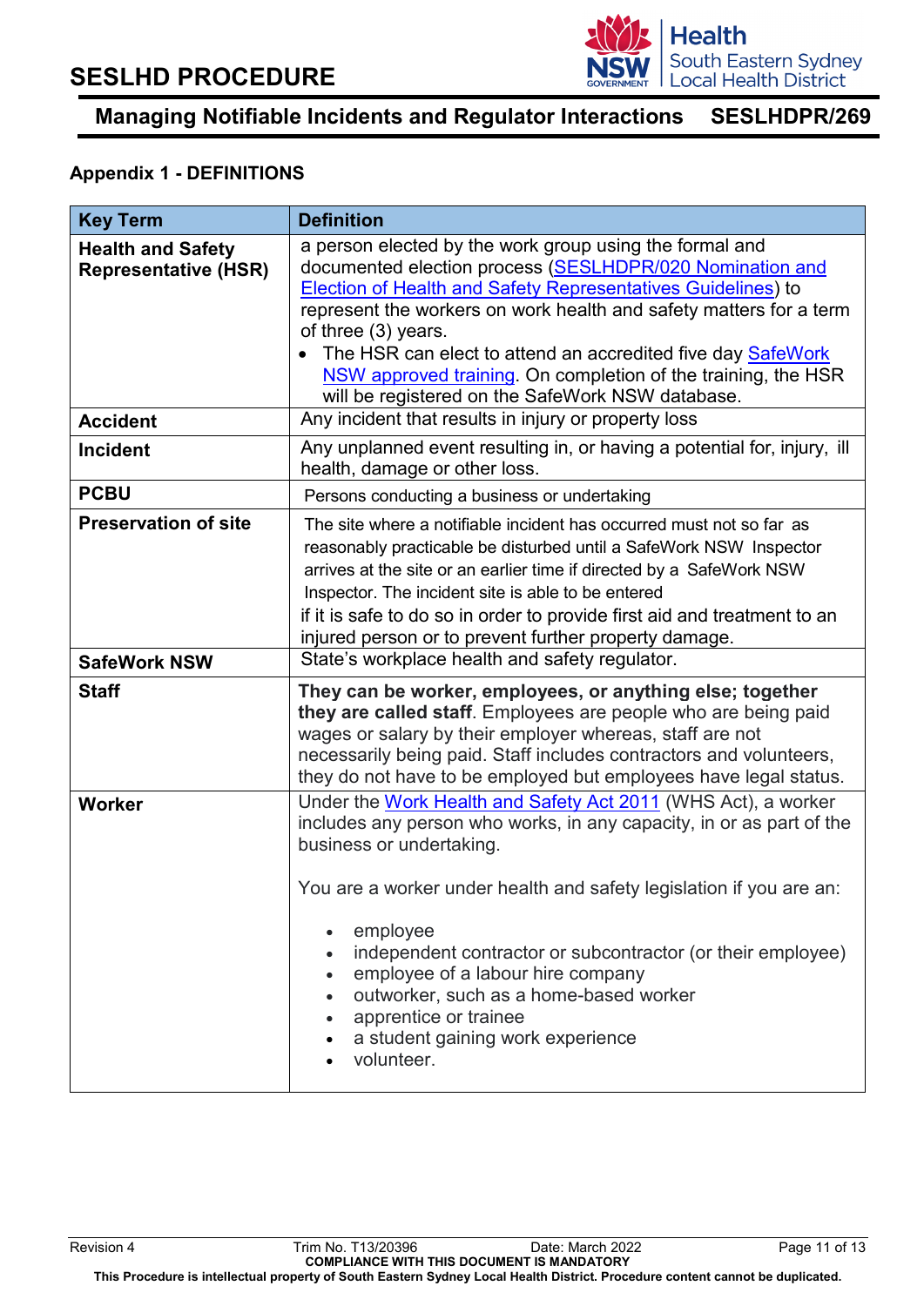## Appendix 1 - DEFINITIONS

| Key Term | Definition |
|---|---|
| **Health and Safety Representative (HSR)** | a person elected by the work group using the formal and documented election process (SESLHDPR/020 Nomination and Election of Health and Safety Representatives Guidelines) to represent the workers on work health and safety matters for a term of three (3) years.<br>• The HSR can elect to attend an accredited five day SafeWork NSW approved training. On completion of the training, the HSR will be registered on the SafeWork NSW database. |
| **Accident** | Any incident that results in injury or property loss |
| **Incident** | Any unplanned event resulting in, or having a potential for, injury, ill health, damage or other loss. |
| **PCBU** | Persons conducting a business or undertaking |
| **Preservation of site** | The site where a notifiable incident has occurred must not so far as reasonably practicable be disturbed until a SafeWork NSW Inspector arrives at the site or an earlier time if directed by a SafeWork NSW Inspector. The incident site is able to be entered if it is safe to do so in order to provide first aid and treatment to an injured person or to prevent further property damage. |
| **SafeWork NSW** | State's workplace health and safety regulator. |
| **Staff** | **They can be worker, employees, or anything else; together they are called staff**. Employees are people who are being paid wages or salary by their employer whereas, staff are not necessarily being paid. Staff includes contractors and volunteers, they do not have to be employed but employees have legal status. |
| **Worker** | Under the Work Health and Safety Act 2011 (WHS Act), a worker includes any person who works, in any capacity, in or as part of the business or undertaking.<br><br>You are a worker under health and safety legislation if you are an:<br>• employee<br>• independent contractor or subcontractor (or their employee)<br>• employee of a labour hire company<br>• outworker, such as a home-based worker<br>• apprentice or trainee<br>• a student gaining work experience<br>• volunteer. |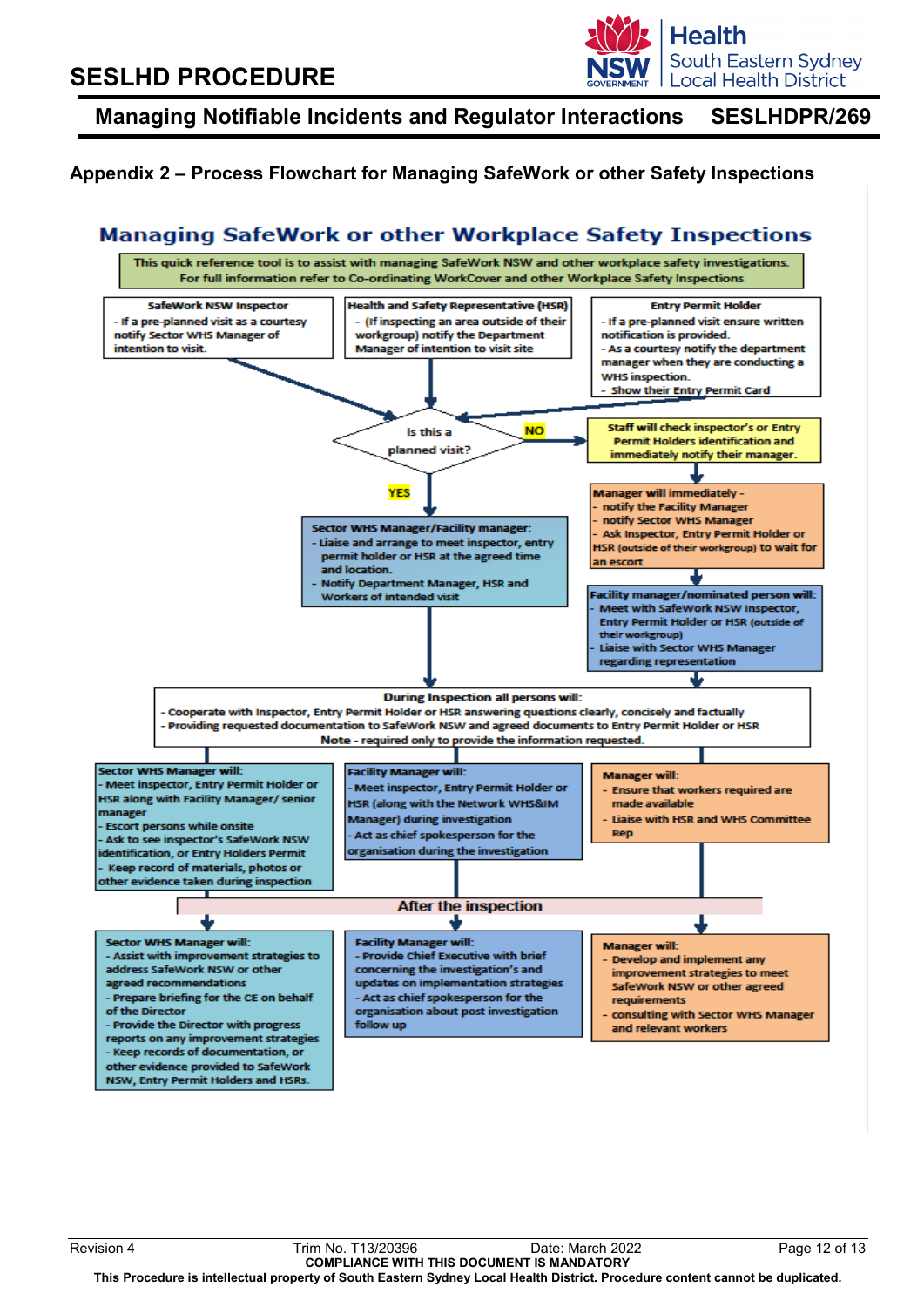## Appendix 2 – Process Flowchart for Managing SafeWork or other Safety Inspections

### Managing SafeWork or other Workplace Safety Inspections

This quick reference tool is to assist with managing SafeWork NSW and other workplace safety investigations. For full information refer to Co-ordinating WorkCover and other Workplace Safety Inspections

**SafeWork NSW Inspector**

- If a pre-planned visit as a courtesy notify Sector WHS Manager of intention to visit.

**Health and Safety Representative (HSR)**

- (If inspecting an area outside of their workgroup) notify the Department Manager of intention to visit site

**Entry Permit Holder**

- If a pre-planned visit ensure written notification is provided.
- As a courtesy notify the department manager when they are conducting a WHS inspection.
- Show their Entry Permit Card

**Is this a planned visit?**

**YES:**

**Sector WHS Manager/Facility manager:**

- Liaise and arrange to meet inspector, entry permit holder or HSR at the agreed time and location.
- Notify Department Manager, HSR and Workers of intended visit

**NO:**

Staff will check inspector's or Entry Permit Holders identification and immediately notify their manager.

**Manager will immediately -**

- notify the Facility Manager
- notify Sector WHS Manager
- Ask Inspector, Entry Permit Holder or HSR (outside of their workgroup) to wait for an escort

**Facility manager/nominated person will:**

- Meet with SafeWork NSW Inspector, Entry Permit Holder or HSR (outside of their workgroup)
- Liaise with Sector WHS Manager regarding representation

**During Inspection all persons will:**

- Cooperate with Inspector, Entry Permit Holder or HSR answering questions clearly, concisely and factually
- Providing requested documentation to SafeWork NSW and agreed documents to Entry Permit Holder or HSR

**Note** - required only to provide the information requested.

**Sector WHS Manager will:**

- Meet inspector, Entry Permit Holder or HSR along with Facility Manager/ senior manager
- Escort persons while onsite
- Ask to see inspector's SafeWork NSW identification, or Entry Holders Permit
- Keep record of materials, photos or other evidence taken during inspection

**Facility Manager will:**

- Meet inspector, Entry Permit Holder or HSR (along with the Network WHS&IM Manager) during investigation
- Act as chief spokesperson for the organisation during the investigation

**Manager will:**

- Ensure that workers required are made available
- Liaise with HSR and WHS Committee Rep

**After the inspection**

**Sector WHS Manager will:**

- Assist with improvement strategies to address SafeWork NSW or other agreed recommendations
- Prepare briefing for the CE on behalf of the Director
- Provide the Director with progress reports on any improvement strategies
- Keep records of documentation, or other evidence provided to SafeWork NSW, Entry Permit Holders and HSRs.

**Facility Manager will:**

- Provide Chief Executive with brief concerning the investigation's and updates on implementation strategies
- Act as chief spokesperson for the organisation about post investigation follow up

**Manager will:**

- Develop and implement any improvement strategies to meet SafeWork NSW or other agreed requirements
- consulting with Sector WHS Manager and relevant workers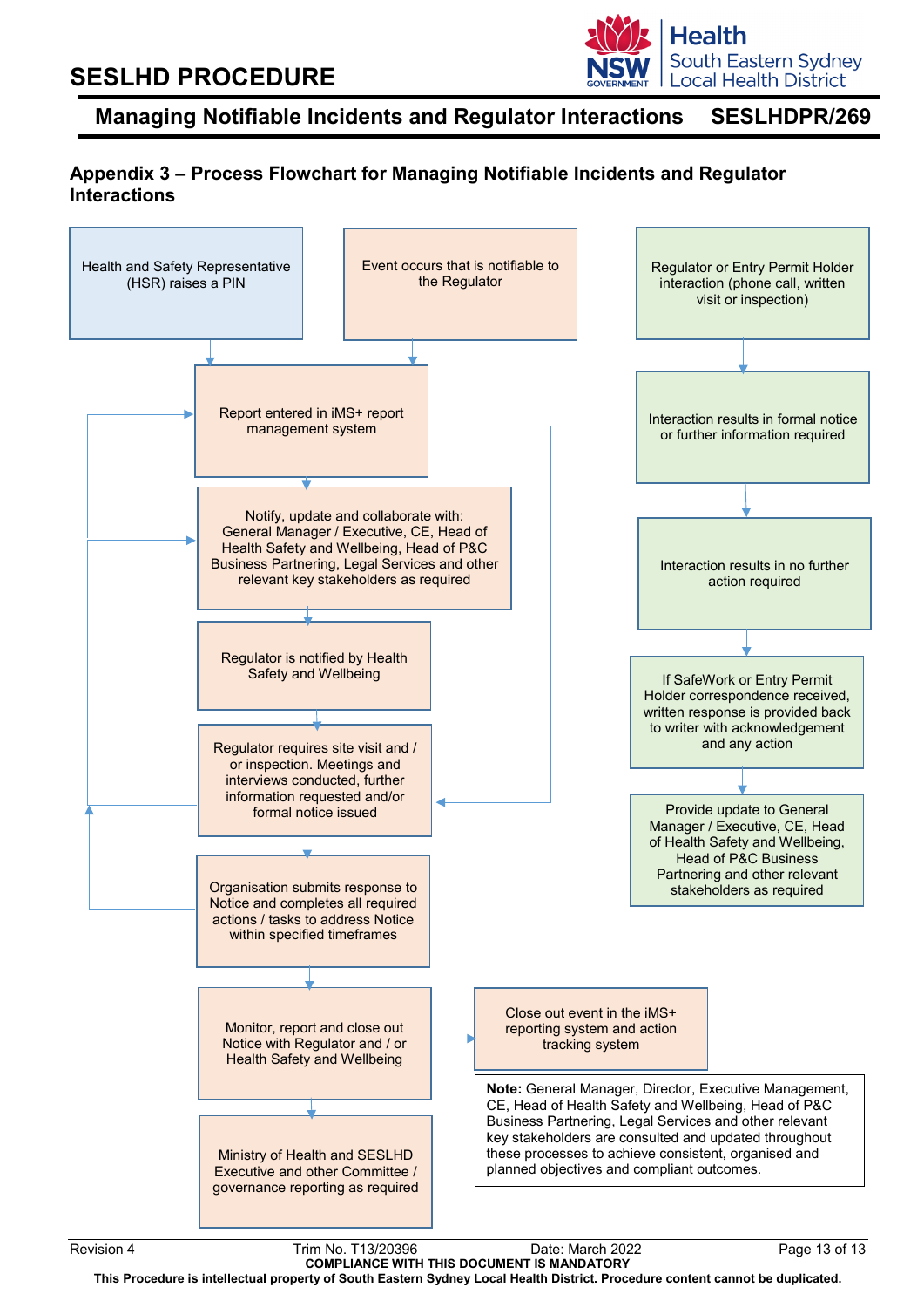## Appendix 3 – Process Flowchart for Managing Notifiable Incidents and Regulator Interactions

Health and Safety Representative (HSR) raises a PIN

Event occurs that is notifiable to the Regulator

Regulator or Entry Permit Holder interaction (phone call, written visit or inspection)

Report entered in iMS+ report management system

Interaction results in formal notice or further information required

Notify, update and collaborate with: General Manager / Executive, CE, Head of Health Safety and Wellbeing, Head of P&C Business Partnering, Legal Services and other relevant key stakeholders as required

Interaction results in no further action required

Regulator is notified by Health Safety and Wellbeing

If SafeWork or Entry Permit Holder correspondence received, written response is provided back to writer with acknowledgement and any action

Regulator requires site visit and / or inspection. Meetings and interviews conducted, further information requested and/or formal notice issued

Provide update to General Manager / Executive, CE, Head of Health Safety and Wellbeing, Head of P&C Business Partnering and other relevant stakeholders as required

Organisation submits response to Notice and completes all required actions / tasks to address Notice within specified timeframes

Monitor, report and close out Notice with Regulator and / or Health Safety and Wellbeing

Close out event in the iMS+ reporting system and action tracking system

Ministry of Health and SESLHD Executive and other Committee / governance reporting as required

**Note:** General Manager, Director, Executive Management, CE, Head of Health Safety and Wellbeing, Head of P&C Business Partnering, Legal Services and other relevant key stakeholders are consulted and updated throughout these processes to achieve consistent, organised and planned objectives and compliant outcomes.